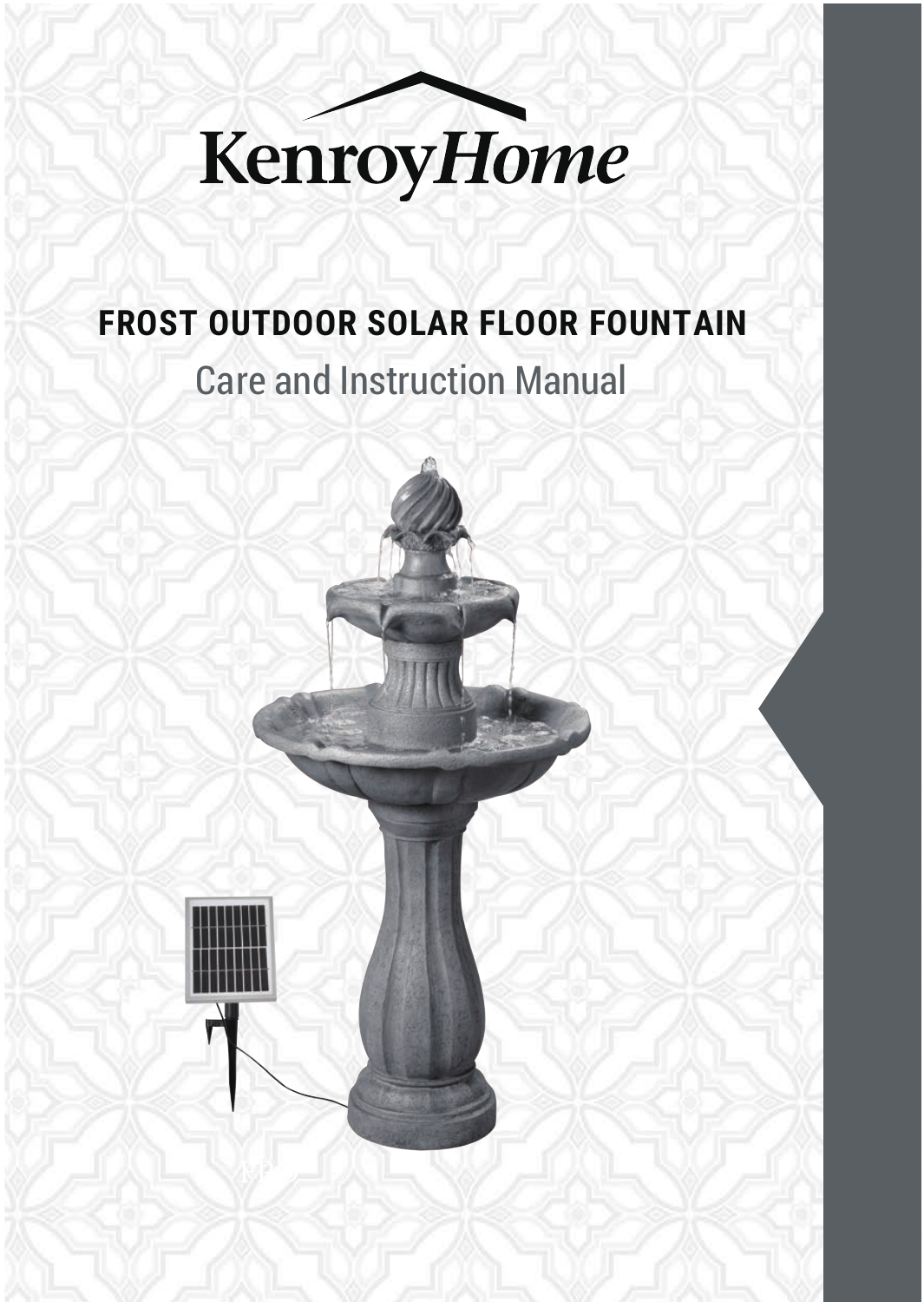KenroyHome

# FROST OUTDOOR SOLAR FLOOR FOUNTAIN

Care and Instruction Manual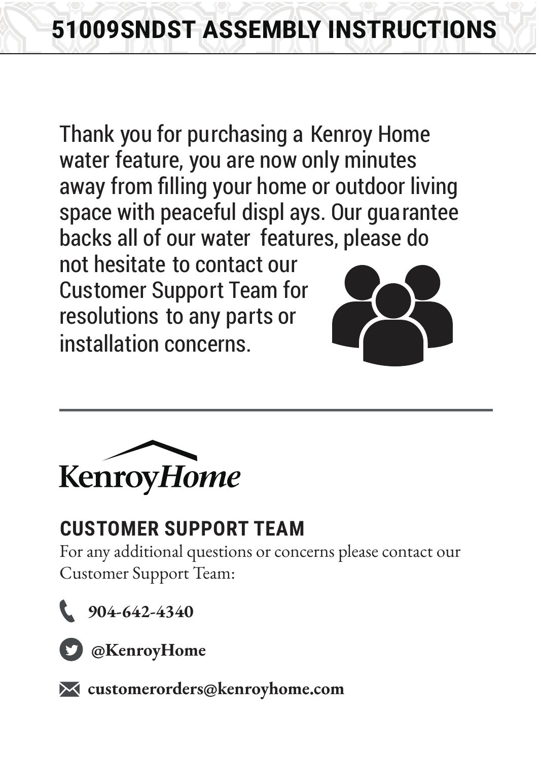# 51009SNDST ASSEMBLY INSTRUCTIONS

Thank you for purchasing a Kenroy Home water feature, you are now only minutes away from filling your home or outdoor living space with peaceful displ ays. Our guarantee backs all of our water features, please do not hesitate to contact our Customer Support Team for resolutions to any parts or installation concerns.

---

KenroyHome

## CUSTOMER SUPPORT TEAM

For any additional questions or concerns please contact our Customer Support Team:

**904-642-4340**

**@KenroyHome**

**customerorders@kenroyhome.com**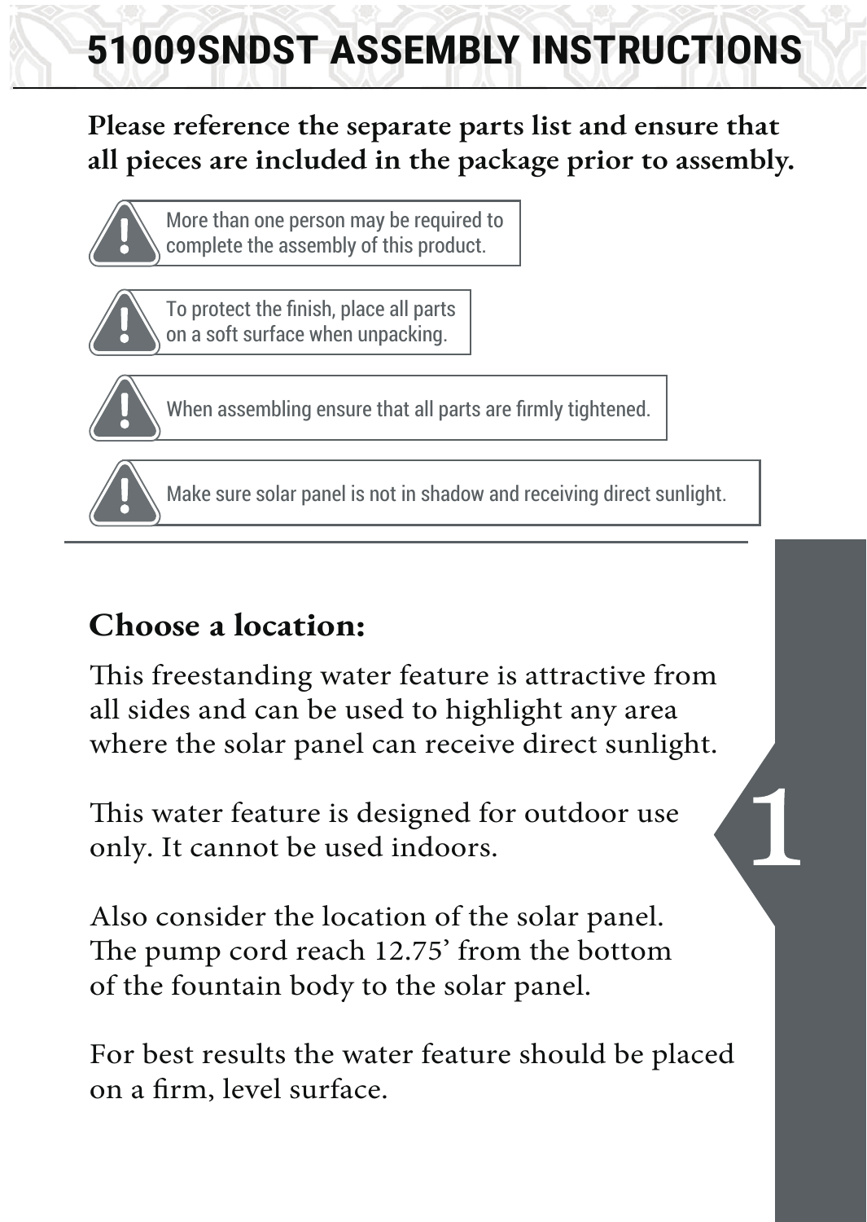# 51009SNDST ASSEMBLY INSTRUCTIONS

**Please reference the separate parts list and ensure that all pieces are included in the package prior to assembly.**

> ⚠ More than one person may be required to complete the assembly of this product.

> ⚠ To protect the finish, place all parts on a soft surface when unpacking.

> ⚠ When assembling ensure that all parts are firmly tightened.

> ⚠ Make sure solar panel is not in shadow and receiving direct sunlight.

## Choose a location:

1

This freestanding water feature is attractive from all sides and can be used to highlight any area where the solar panel can receive direct sunlight.

This water feature is designed for outdoor use only. It cannot be used indoors.

Also consider the location of the solar panel. The pump cord reach 12.75' from the bottom of the fountain body to the solar panel.

For best results the water feature should be placed on a firm, level surface.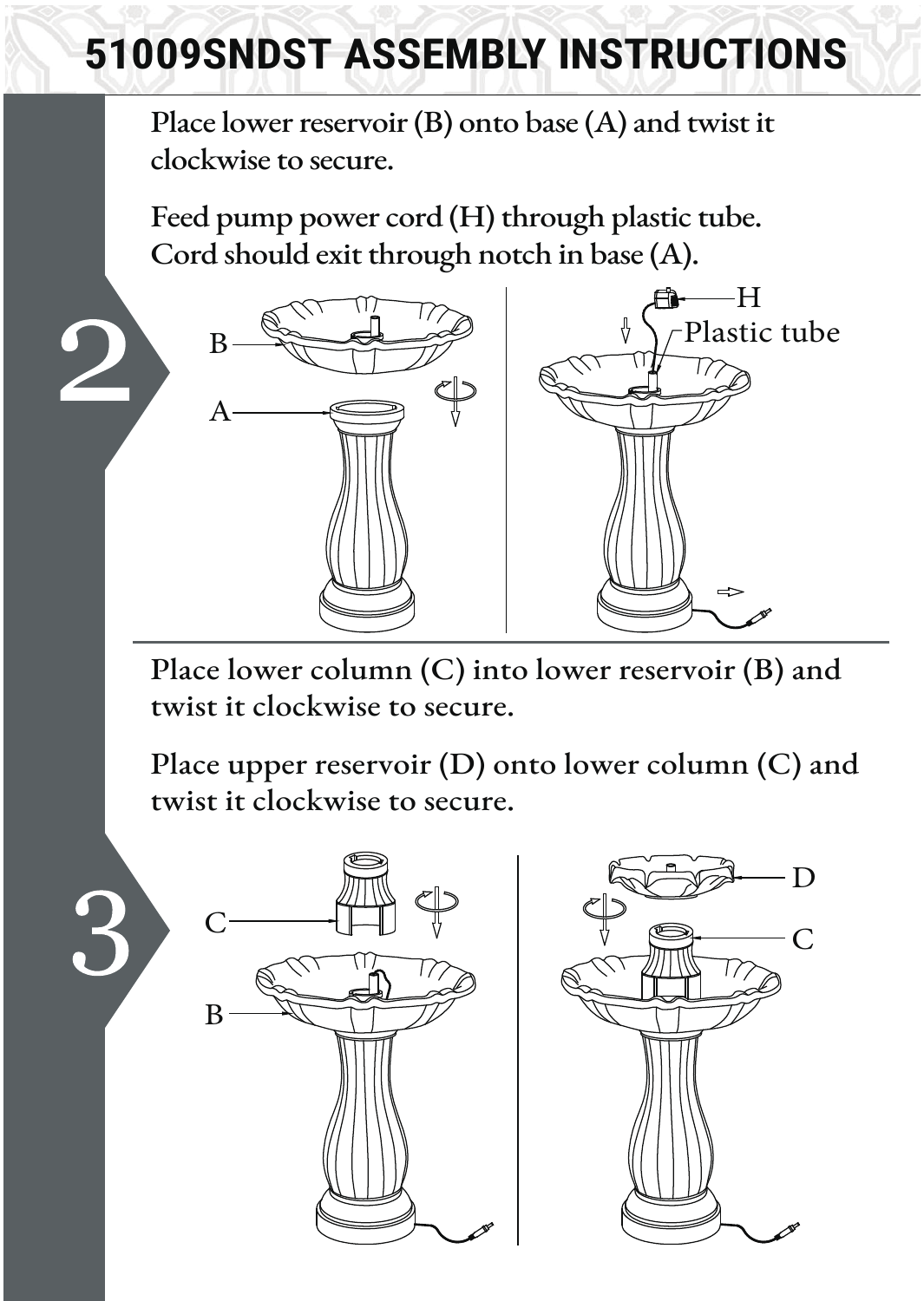# 51009SNDST ASSEMBLY INSTRUCTIONS

## 2

Place lower reservoir (B) onto base (A) and twist it clockwise to secure.

Feed pump power cord (H) through plastic tube. Cord should exit through notch in base (A).

B

A

H

Plastic tube

## 3

Place lower column (C) into lower reservoir (B) and twist it clockwise to secure.

Place upper reservoir (D) onto lower column (C) and twist it clockwise to secure.

C

B

D

C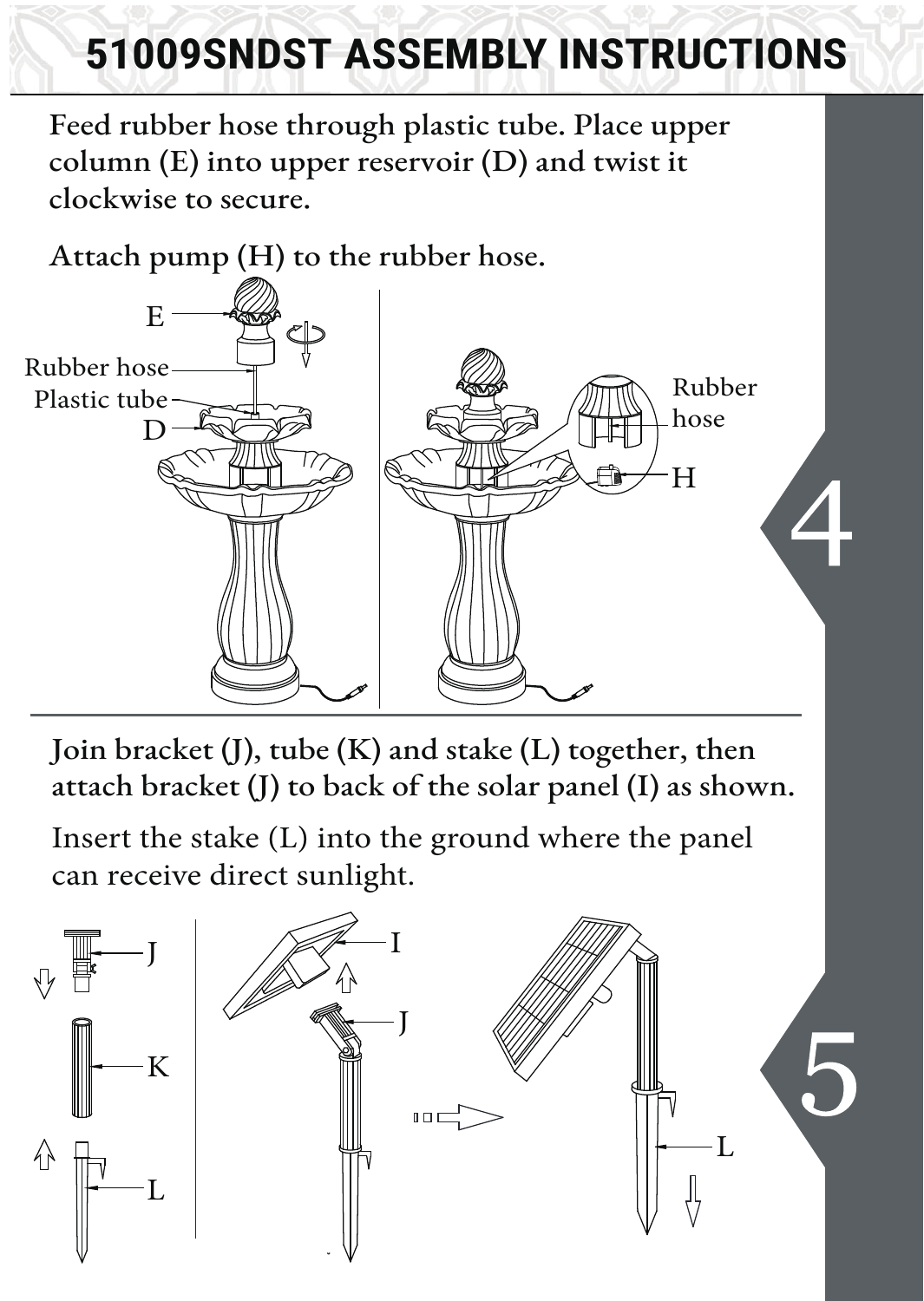# 51009SNDST ASSEMBLY INSTRUCTIONS

## 4

Feed rubber hose through plastic tube. Place upper column (E) into upper reservoir (D) and twist it clockwise to secure.

Attach pump (H) to the rubber hose.

E

Rubber hose

Plastic tube

D

Rubber hose

H

## 5

Join bracket (J), tube (K) and stake (L) together, then attach bracket (J) to back of the solar panel (I) as shown.

Insert the stake (L) into the ground where the panel can receive direct sunlight.

J

K

L

I

J

L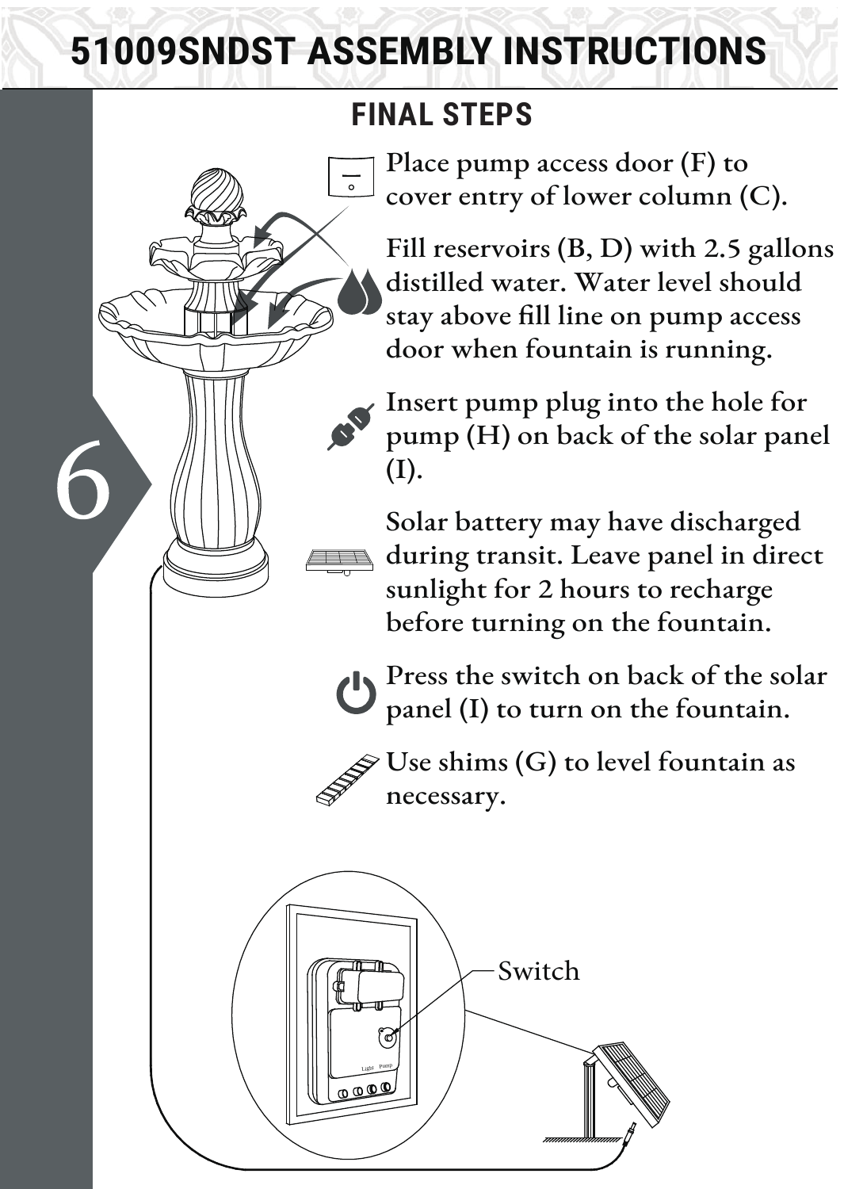# 51009SNDST ASSEMBLY INSTRUCTIONS

6

## FINAL STEPS

Place pump access door (F) to cover entry of lower column (C).

Fill reservoirs (B, D) with 2.5 gallons distilled water. Water level should stay above fill line on pump access door when fountain is running.

Insert pump plug into the hole for pump (H) on back of the solar panel (I).

Solar battery may have discharged during transit. Leave panel in direct sunlight for 2 hours to recharge before turning on the fountain.

Press the switch on back of the solar panel (I) to turn on the fountain.

Use shims (G) to level fountain as necessary.

Switch

Light Pump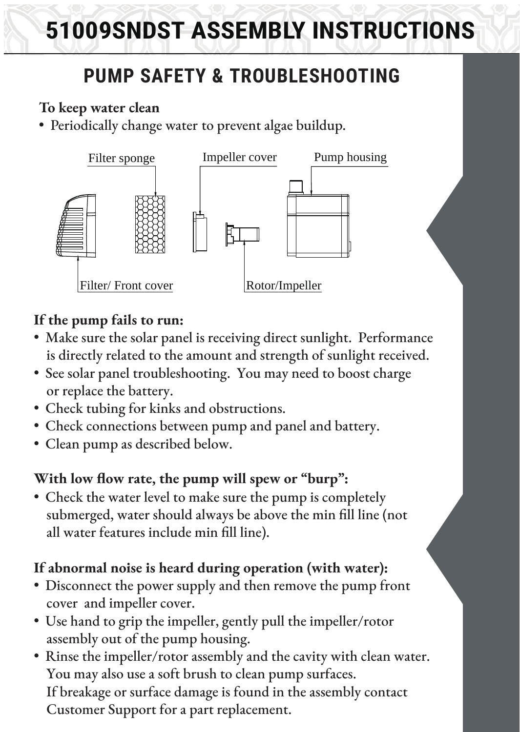# 51009SNDST ASSEMBLY INSTRUCTIONS

## PUMP SAFETY & TROUBLESHOOTING

**To keep water clean**

- Periodically change water to prevent algae buildup.

Filter sponge · Impeller cover · Pump housing · Filter/ Front cover · Rotor/Impeller

**If the pump fails to run:**

- Make sure the solar panel is receiving direct sunlight. Performance is directly related to the amount and strength of sunlight received.
- See solar panel troubleshooting. You may need to boost charge or replace the battery.
- Check tubing for kinks and obstructions.
- Check connections between pump and panel and battery.
- Clean pump as described below.

**With low flow rate, the pump will spew or "burp":**

- Check the water level to make sure the pump is completely submerged, water should always be above the min fill line (not all water features include min fill line).

**If abnormal noise is heard during operation (with water):**

- Disconnect the power supply and then remove the pump front cover and impeller cover.
- Use hand to grip the impeller, gently pull the impeller/rotor assembly out of the pump housing.
- Rinse the impeller/rotor assembly and the cavity with clean water. You may also use a soft brush to clean pump surfaces. If breakage or surface damage is found in the assembly contact Customer Support for a part replacement.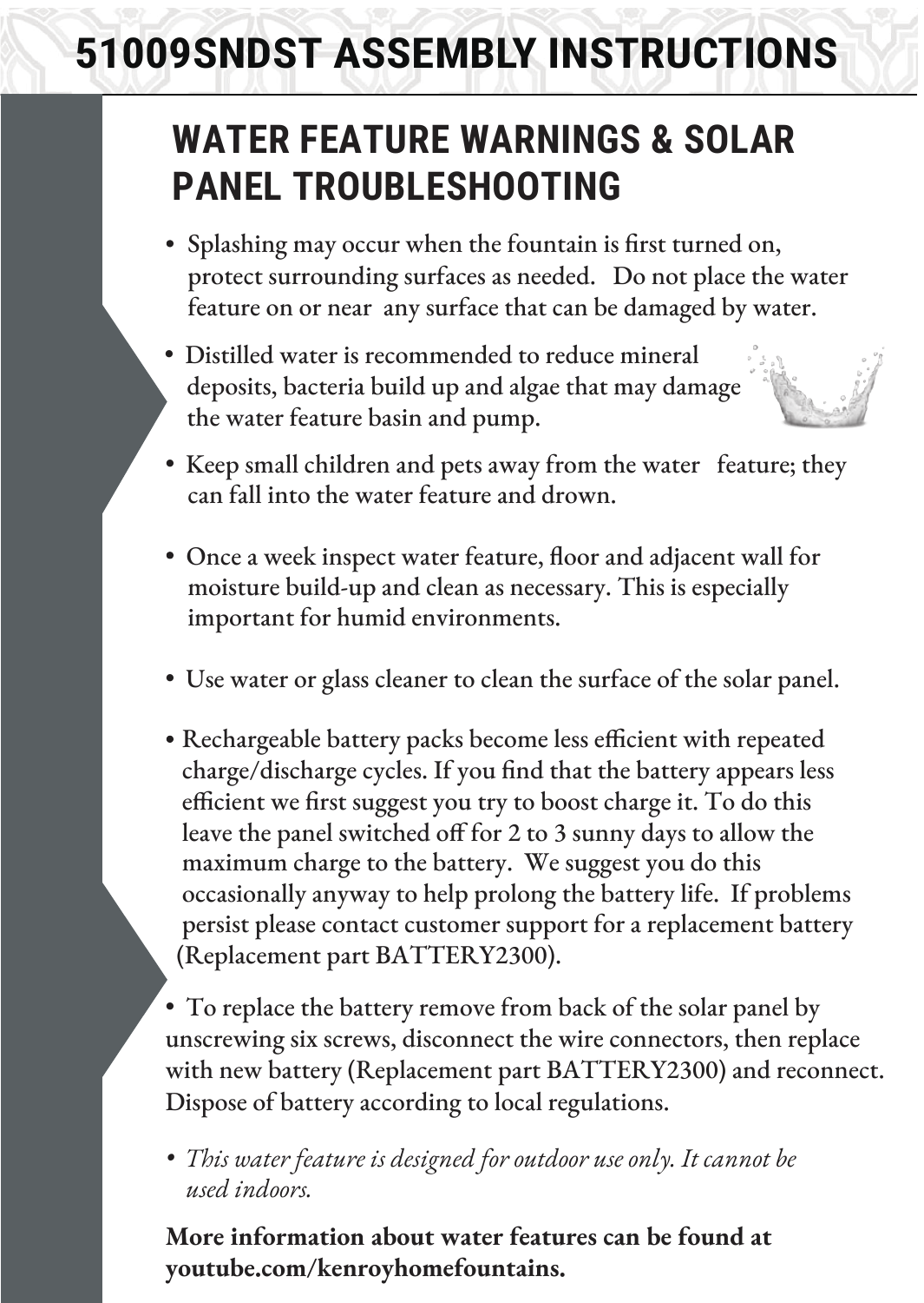# 51009SNDST ASSEMBLY INSTRUCTIONS

## WATER FEATURE WARNINGS & SOLAR PANEL TROUBLESHOOTING

- Splashing may occur when the fountain is first turned on, protect surrounding surfaces as needed. Do not place the water feature on or near any surface that can be damaged by water.
- Distilled water is recommended to reduce mineral deposits, bacteria build up and algae that may damage the water feature basin and pump.
- Keep small children and pets away from the water feature; they can fall into the water feature and drown.
- Once a week inspect water feature, floor and adjacent wall for moisture build-up and clean as necessary. This is especially important for humid environments.
- Use water or glass cleaner to clean the surface of the solar panel.
- Rechargeable battery packs become less efficient with repeated charge/discharge cycles. If you find that the battery appears less efficient we first suggest you try to boost charge it. To do this leave the panel switched off for 2 to 3 sunny days to allow the maximum charge to the battery. We suggest you do this occasionally anyway to help prolong the battery life. If problems persist please contact customer support for a replacement battery (Replacement part BATTERY2300).
- To replace the battery remove from back of the solar panel by unscrewing six screws, disconnect the wire connectors, then replace with new battery (Replacement part BATTERY2300) and reconnect. Dispose of battery according to local regulations.
- *This water feature is designed for outdoor use only. It cannot be used indoors.*

**More information about water features can be found at youtube.com/kenroyhomefountains.**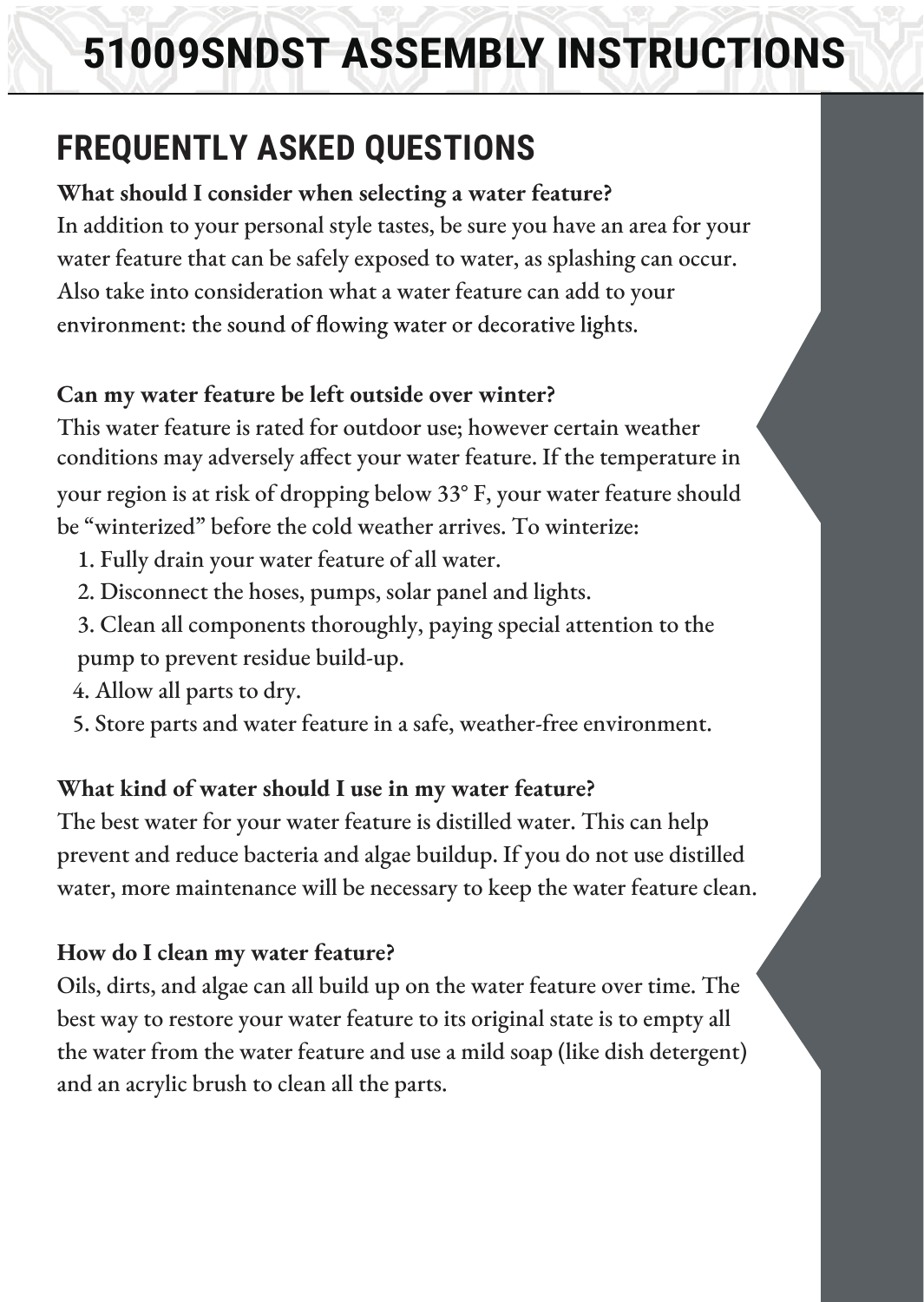# 51009SNDST ASSEMBLY INSTRUCTIONS

## FREQUENTLY ASKED QUESTIONS

**What should I consider when selecting a water feature?**

In addition to your personal style tastes, be sure you have an area for your water feature that can be safely exposed to water, as splashing can occur. Also take into consideration what a water feature can add to your environment: the sound of flowing water or decorative lights.

**Can my water feature be left outside over winter?**

This water feature is rated for outdoor use; however certain weather conditions may adversely affect your water feature. If the temperature in your region is at risk of dropping below 33° F, your water feature should be "winterized" before the cold weather arrives. To winterize:

1. Fully drain your water feature of all water.
2. Disconnect the hoses, pumps, solar panel and lights.
3. Clean all components thoroughly, paying special attention to the pump to prevent residue build-up.
4. Allow all parts to dry.
5. Store parts and water feature in a safe, weather-free environment.

**What kind of water should I use in my water feature?**

The best water for your water feature is distilled water. This can help prevent and reduce bacteria and algae buildup. If you do not use distilled water, more maintenance will be necessary to keep the water feature clean.

**How do I clean my water feature?**

Oils, dirts, and algae can all build up on the water feature over time. The best way to restore your water feature to its original state is to empty all the water from the water feature and use a mild soap (like dish detergent) and an acrylic brush to clean all the parts.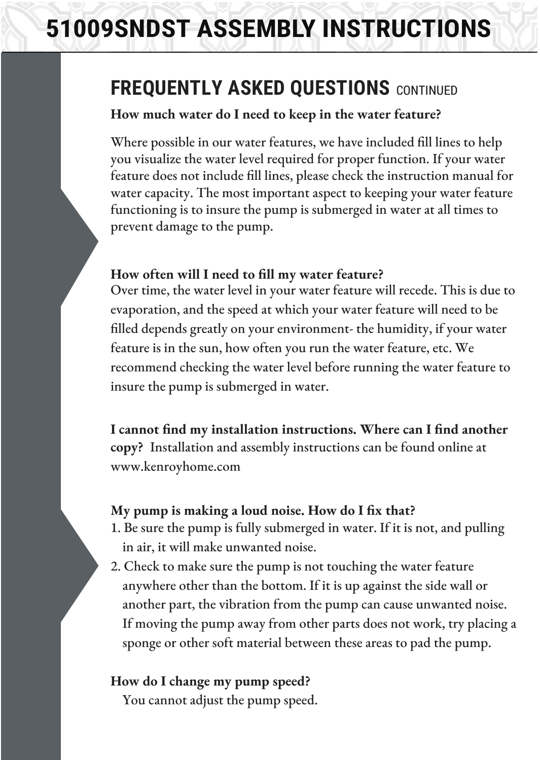## FREQUENTLY ASKED QUESTIONS CONTINUED

**How much water do I need to keep in the water feature?**

Where possible in our water features, we have included fill lines to help you visualize the water level required for proper function. If your water feature does not include fill lines, please check the instruction manual for water capacity. The most important aspect to keeping your water feature functioning is to insure the pump is submerged in water at all times to prevent damage to the pump.

**How often will I need to fill my water feature?**

Over time, the water level in your water feature will recede. This is due to evaporation, and the speed at which your water feature will need to be filled depends greatly on your environment- the humidity, if your water feature is in the sun, how often you run the water feature, etc. We recommend checking the water level before running the water feature to insure the pump is submerged in water.

**I cannot find my installation instructions. Where can I find another copy?** Installation and assembly instructions can be found online at www.kenroyhome.com

**My pump is making a loud noise. How do I fix that?**

1. Be sure the pump is fully submerged in water. If it is not, and pulling in air, it will make unwanted noise.
2. Check to make sure the pump is not touching the water feature anywhere other than the bottom. If it is up against the side wall or another part, the vibration from the pump can cause unwanted noise. If moving the pump away from other parts does not work, try placing a sponge or other soft material between these areas to pad the pump.

**How do I change my pump speed?**

You cannot adjust the pump speed.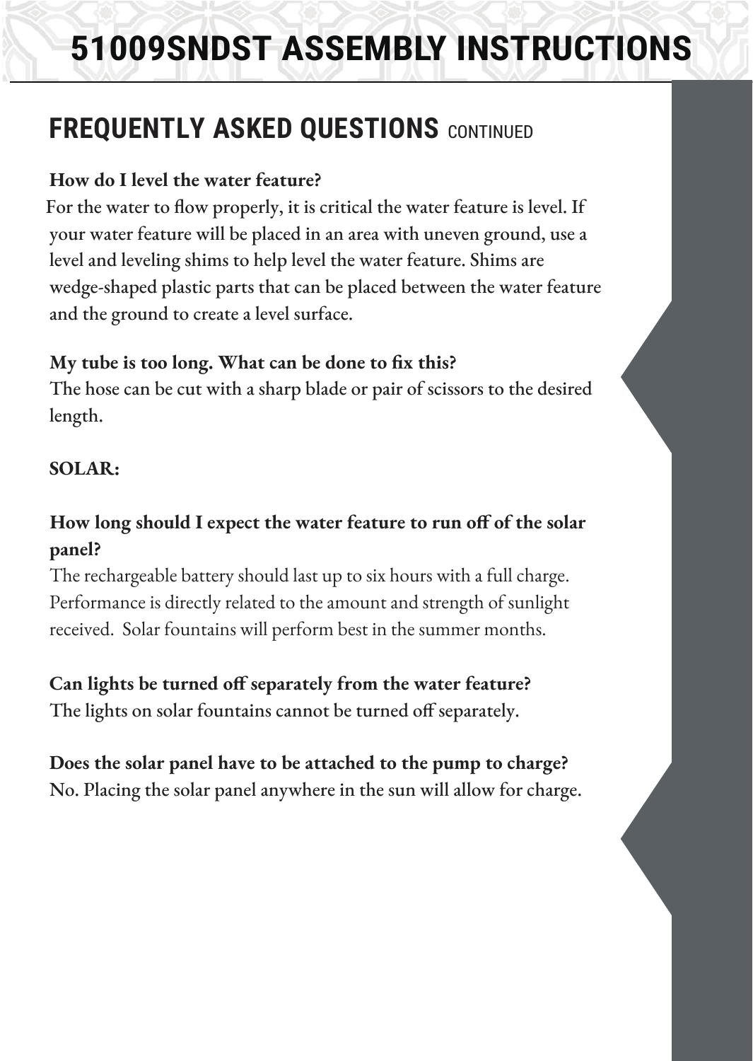## FREQUENTLY ASKED QUESTIONS CONTINUED

**How do I level the water feature?**

For the water to flow properly, it is critical the water feature is level. If your water feature will be placed in an area with uneven ground, use a level and leveling shims to help level the water feature. Shims are wedge-shaped plastic parts that can be placed between the water feature and the ground to create a level surface.

**My tube is too long. What can be done to fix this?**

The hose can be cut with a sharp blade or pair of scissors to the desired length.

**SOLAR:**

**How long should I expect the water feature to run off of the solar panel?**

The rechargeable battery should last up to six hours with a full charge. Performance is directly related to the amount and strength of sunlight received. Solar fountains will perform best in the summer months.

**Can lights be turned off separately from the water feature?**

The lights on solar fountains cannot be turned off separately.

**Does the solar panel have to be attached to the pump to charge?**

No. Placing the solar panel anywhere in the sun will allow for charge.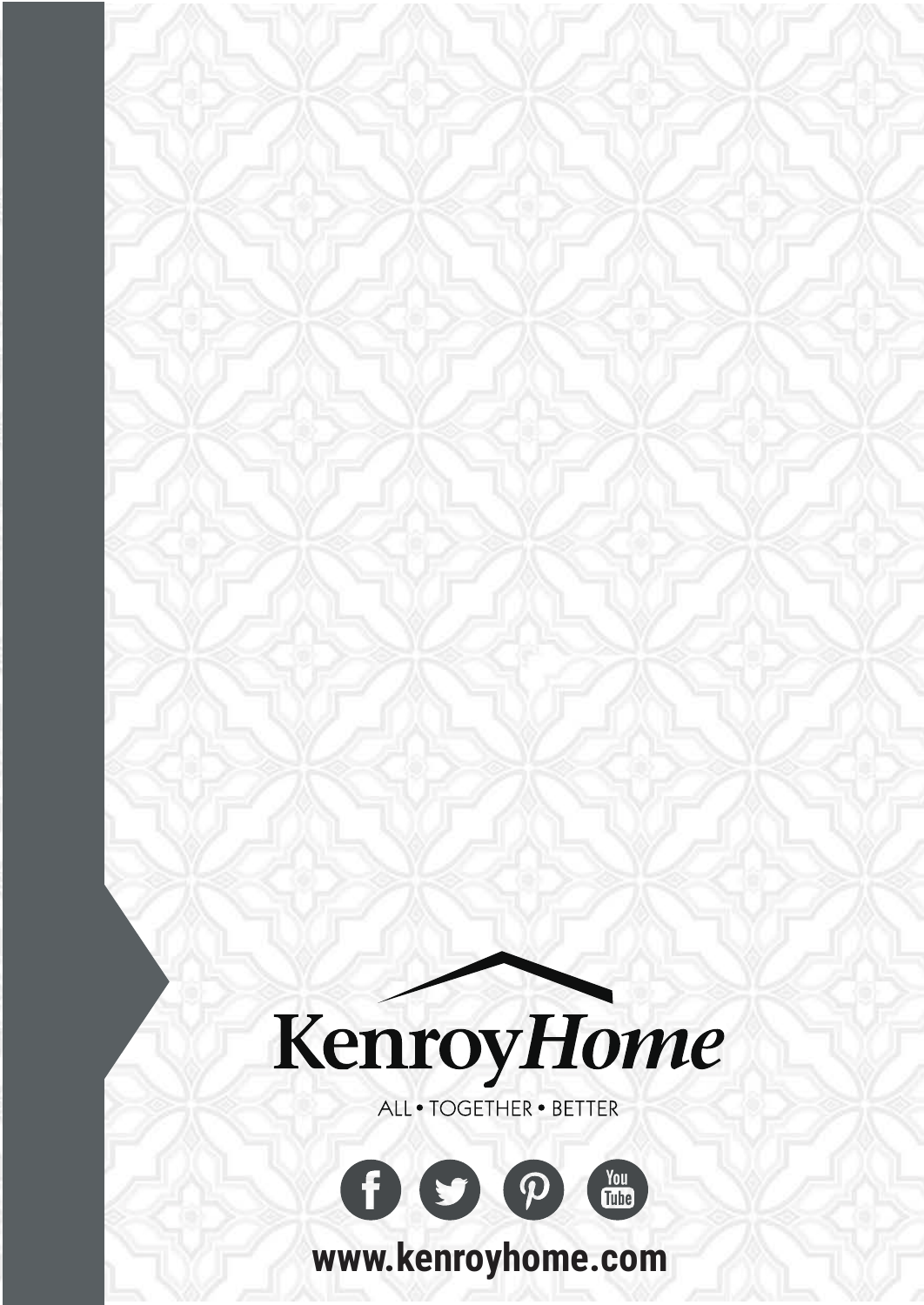KenroyHome

ALL • TOGETHER • BETTER

www.kenroyhome.com